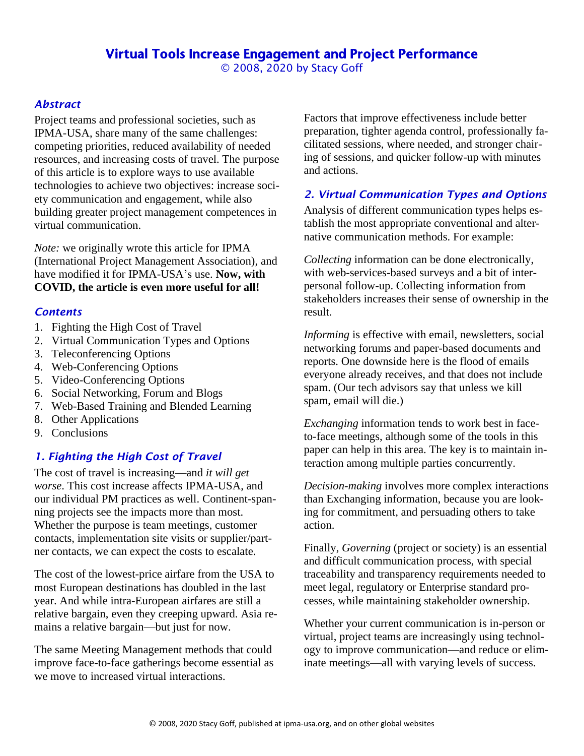# Virtual Tools Increase Engagement and Project Performance

© 2008, 2020 by Stacy Goff

## *Abstract*

Project teams and professional societies, such as IPMA-USA, share many of the same challenges: competing priorities, reduced availability of needed resources, and increasing costs of travel. The purpose of this article is to explore ways to use available technologies to achieve two objectives: increase society communication and engagement, while also building greater project management competences in virtual communication.

*Note:* we originally wrote this article for IPMA (International Project Management Association), and have modified it for IPMA-USA's use. **Now, with COVID, the article is even more useful for all!**

## *Contents*

1. Fighting the High Cost of Travel
2. Virtual Communication Types and Options
3. Teleconferencing Options
4. Web-Conferencing Options
5. Video-Conferencing Options
6. Social Networking, Forum and Blogs
7. Web-Based Training and Blended Learning
8. Other Applications
9. Conclusions

## *1. Fighting the High Cost of Travel*

The cost of travel is increasing—and *it will get worse*. This cost increase affects IPMA-USA, and our individual PM practices as well. Continent-spanning projects see the impacts more than most. Whether the purpose is team meetings, customer contacts, implementation site visits or supplier/partner contacts, we can expect the costs to escalate.

The cost of the lowest-price airfare from the USA to most European destinations has doubled in the last year. And while intra-European airfares are still a relative bargain, even they creeping upward. Asia remains a relative bargain—but just for now.

The same Meeting Management methods that could improve face-to-face gatherings become essential as we move to increased virtual interactions.

Factors that improve effectiveness include better preparation, tighter agenda control, professionally facilitated sessions, where needed, and stronger chairing of sessions, and quicker follow-up with minutes and actions.

## *2. Virtual Communication Types and Options*

Analysis of different communication types helps establish the most appropriate conventional and alternative communication methods. For example:

*Collecting* information can be done electronically, with web-services-based surveys and a bit of interpersonal follow-up. Collecting information from stakeholders increases their sense of ownership in the result.

*Informing* is effective with email, newsletters, social networking forums and paper-based documents and reports. One downside here is the flood of emails everyone already receives, and that does not include spam. (Our tech advisors say that unless we kill spam, email will die.)

*Exchanging* information tends to work best in face-to-face meetings, although some of the tools in this paper can help in this area. The key is to maintain interaction among multiple parties concurrently.

*Decision-making* involves more complex interactions than Exchanging information, because you are looking for commitment, and persuading others to take action.

Finally, *Governing* (project or society) is an essential and difficult communication process, with special traceability and transparency requirements needed to meet legal, regulatory or Enterprise standard processes, while maintaining stakeholder ownership.

Whether your current communication is in-person or virtual, project teams are increasingly using technology to improve communication—and reduce or eliminate meetings—all with varying levels of success.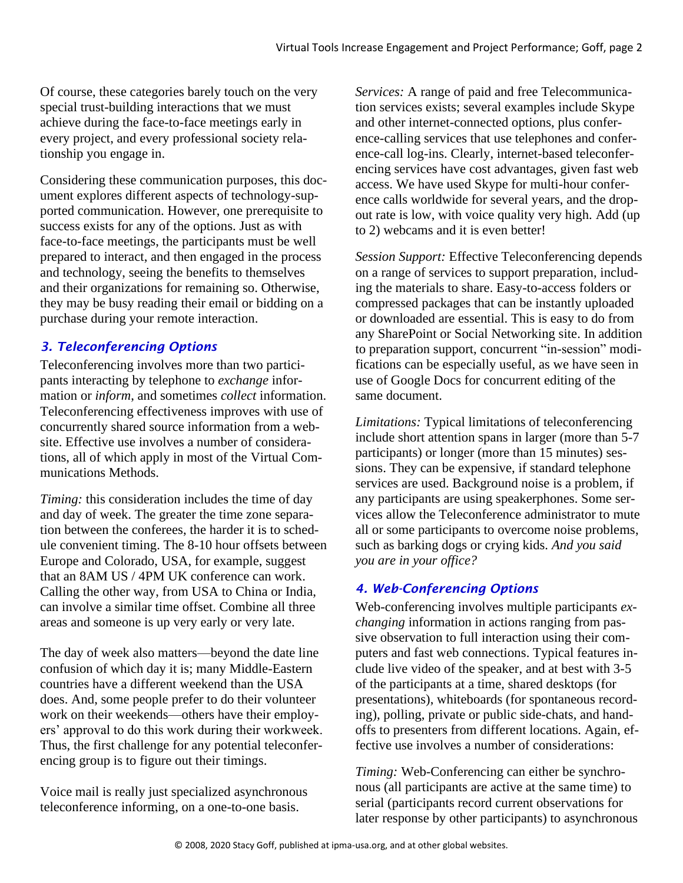Of course, these categories barely touch on the very special trust-building interactions that we must achieve during the face-to-face meetings early in every project, and every professional society relationship you engage in.

Considering these communication purposes, this document explores different aspects of technology-supported communication. However, one prerequisite to success exists for any of the options. Just as with face-to-face meetings, the participants must be well prepared to interact, and then engaged in the process and technology, seeing the benefits to themselves and their organizations for remaining so. Otherwise, they may be busy reading their email or bidding on a purchase during your remote interaction.

## 3. Teleconferencing Options

Teleconferencing involves more than two participants interacting by telephone to *exchange* information or *inform*, and sometimes *collect* information. Teleconferencing effectiveness improves with use of concurrently shared source information from a website. Effective use involves a number of considerations, all of which apply in most of the Virtual Communications Methods.

*Timing:* this consideration includes the time of day and day of week. The greater the time zone separation between the conferees, the harder it is to schedule convenient timing. The 8-10 hour offsets between Europe and Colorado, USA, for example, suggest that an 8AM US / 4PM UK conference can work. Calling the other way, from USA to China or India, can involve a similar time offset. Combine all three areas and someone is up very early or very late.

The day of week also matters—beyond the date line confusion of which day it is; many Middle-Eastern countries have a different weekend than the USA does. And, some people prefer to do their volunteer work on their weekends—others have their employers' approval to do this work during their workweek. Thus, the first challenge for any potential teleconferencing group is to figure out their timings.

Voice mail is really just specialized asynchronous teleconference informing, on a one-to-one basis.

*Services:* A range of paid and free Telecommunication services exists; several examples include Skype and other internet-connected options, plus conference-calling services that use telephones and conference-call log-ins. Clearly, internet-based teleconferencing services have cost advantages, given fast web access. We have used Skype for multi-hour conference calls worldwide for several years, and the dropout rate is low, with voice quality very high. Add (up to 2) webcams and it is even better!

*Session Support:* Effective Teleconferencing depends on a range of services to support preparation, including the materials to share. Easy-to-access folders or compressed packages that can be instantly uploaded or downloaded are essential. This is easy to do from any SharePoint or Social Networking site. In addition to preparation support, concurrent "in-session" modifications can be especially useful, as we have seen in use of Google Docs for concurrent editing of the same document.

*Limitations:* Typical limitations of teleconferencing include short attention spans in larger (more than 5-7 participants) or longer (more than 15 minutes) sessions. They can be expensive, if standard telephone services are used. Background noise is a problem, if any participants are using speakerphones. Some services allow the Teleconference administrator to mute all or some participants to overcome noise problems, such as barking dogs or crying kids. *And you said you are in your office?*

## 4. Web-Conferencing Options

Web-conferencing involves multiple participants *exchanging* information in actions ranging from passive observation to full interaction using their computers and fast web connections. Typical features include live video of the speaker, and at best with 3-5 of the participants at a time, shared desktops (for presentations), whiteboards (for spontaneous recording), polling, private or public side-chats, and handoffs to presenters from different locations. Again, effective use involves a number of considerations:

*Timing:* Web-Conferencing can either be synchronous (all participants are active at the same time) to serial (participants record current observations for later response by other participants) to asynchronous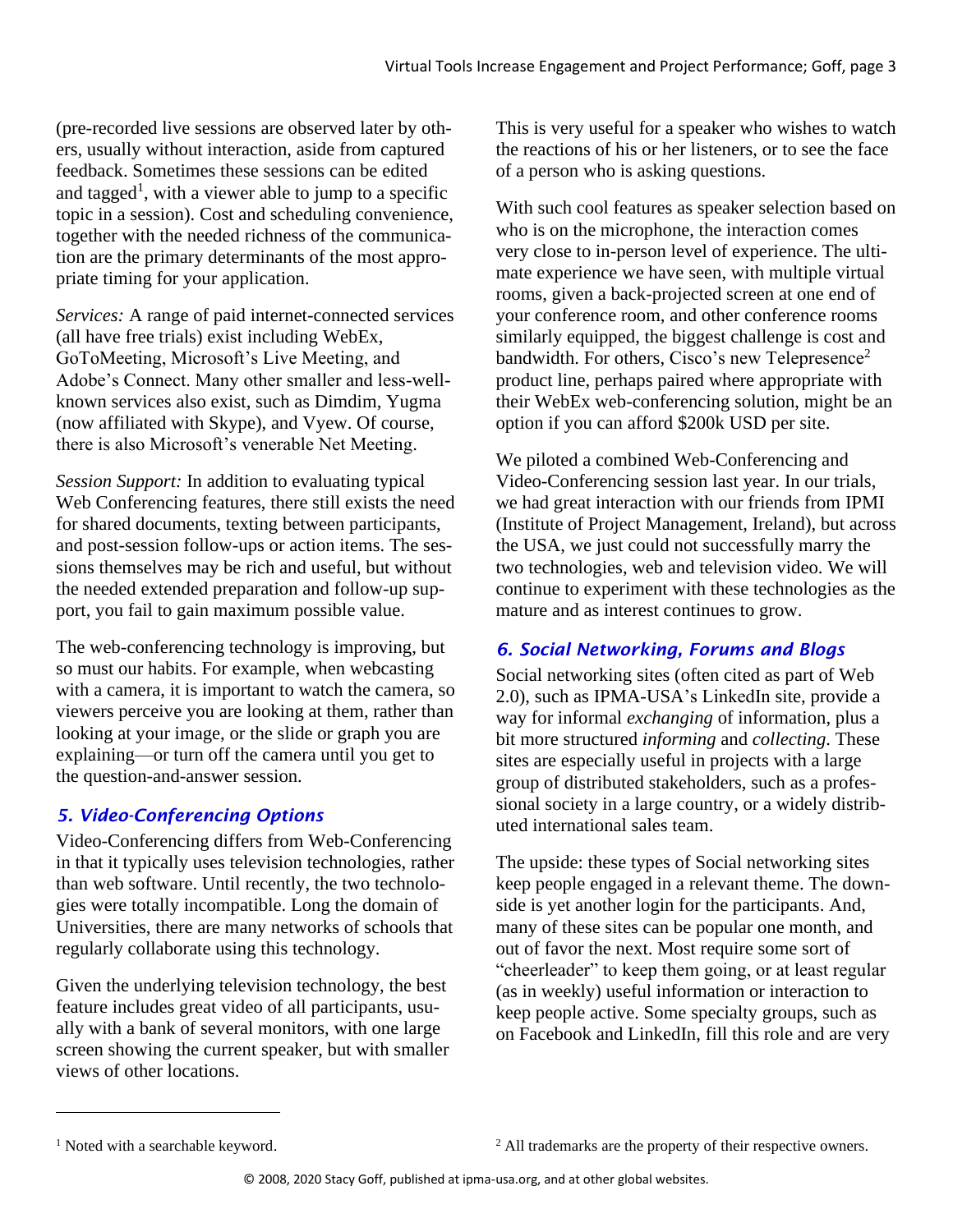(pre-recorded live sessions are observed later by others, usually without interaction, aside from captured feedback. Sometimes these sessions can be edited and tagged[1], with a viewer able to jump to a specific topic in a session). Cost and scheduling convenience, together with the needed richness of the communication are the primary determinants of the most appropriate timing for your application.

*Services:* A range of paid internet-connected services (all have free trials) exist including WebEx, GoToMeeting, Microsoft's Live Meeting, and Adobe's Connect. Many other smaller and less-well-known services also exist, such as Dimdim, Yugma (now affiliated with Skype), and Vyew. Of course, there is also Microsoft's venerable Net Meeting.

*Session Support:* In addition to evaluating typical Web Conferencing features, there still exists the need for shared documents, texting between participants, and post-session follow-ups or action items. The sessions themselves may be rich and useful, but without the needed extended preparation and follow-up support, you fail to gain maximum possible value.

The web-conferencing technology is improving, but so must our habits. For example, when webcasting with a camera, it is important to watch the camera, so viewers perceive you are looking at them, rather than looking at your image, or the slide or graph you are explaining—or turn off the camera until you get to the question-and-answer session.

## 5. Video-Conferencing Options

Video-Conferencing differs from Web-Conferencing in that it typically uses television technologies, rather than web software. Until recently, the two technologies were totally incompatible. Long the domain of Universities, there are many networks of schools that regularly collaborate using this technology.

Given the underlying television technology, the best feature includes great video of all participants, usually with a bank of several monitors, with one large screen showing the current speaker, but with smaller views of other locations.

This is very useful for a speaker who wishes to watch the reactions of his or her listeners, or to see the face of a person who is asking questions.

With such cool features as speaker selection based on who is on the microphone, the interaction comes very close to in-person level of experience. The ultimate experience we have seen, with multiple virtual rooms, given a back-projected screen at one end of your conference room, and other conference rooms similarly equipped, the biggest challenge is cost and bandwidth. For others, Cisco's new Telepresence[2] product line, perhaps paired where appropriate with their WebEx web-conferencing solution, might be an option if you can afford \$200k USD per site.

We piloted a combined Web-Conferencing and Video-Conferencing session last year. In our trials, we had great interaction with our friends from IPMI (Institute of Project Management, Ireland), but across the USA, we just could not successfully marry the two technologies, web and television video. We will continue to experiment with these technologies as the mature and as interest continues to grow.

## 6. Social Networking, Forums and Blogs

Social networking sites (often cited as part of Web 2.0), such as IPMA-USA's LinkedIn site, provide a way for informal *exchanging* of information, plus a bit more structured *informing* and *collecting*. These sites are especially useful in projects with a large group of distributed stakeholders, such as a professional society in a large country, or a widely distributed international sales team.

The upside: these types of Social networking sites keep people engaged in a relevant theme. The downside is yet another login for the participants. And, many of these sites can be popular one month, and out of favor the next. Most require some sort of "cheerleader" to keep them going, or at least regular (as in weekly) useful information or interaction to keep people active. Some specialty groups, such as on Facebook and LinkedIn, fill this role and are very

[1] Noted with a searchable keyword.

[2] All trademarks are the property of their respective owners.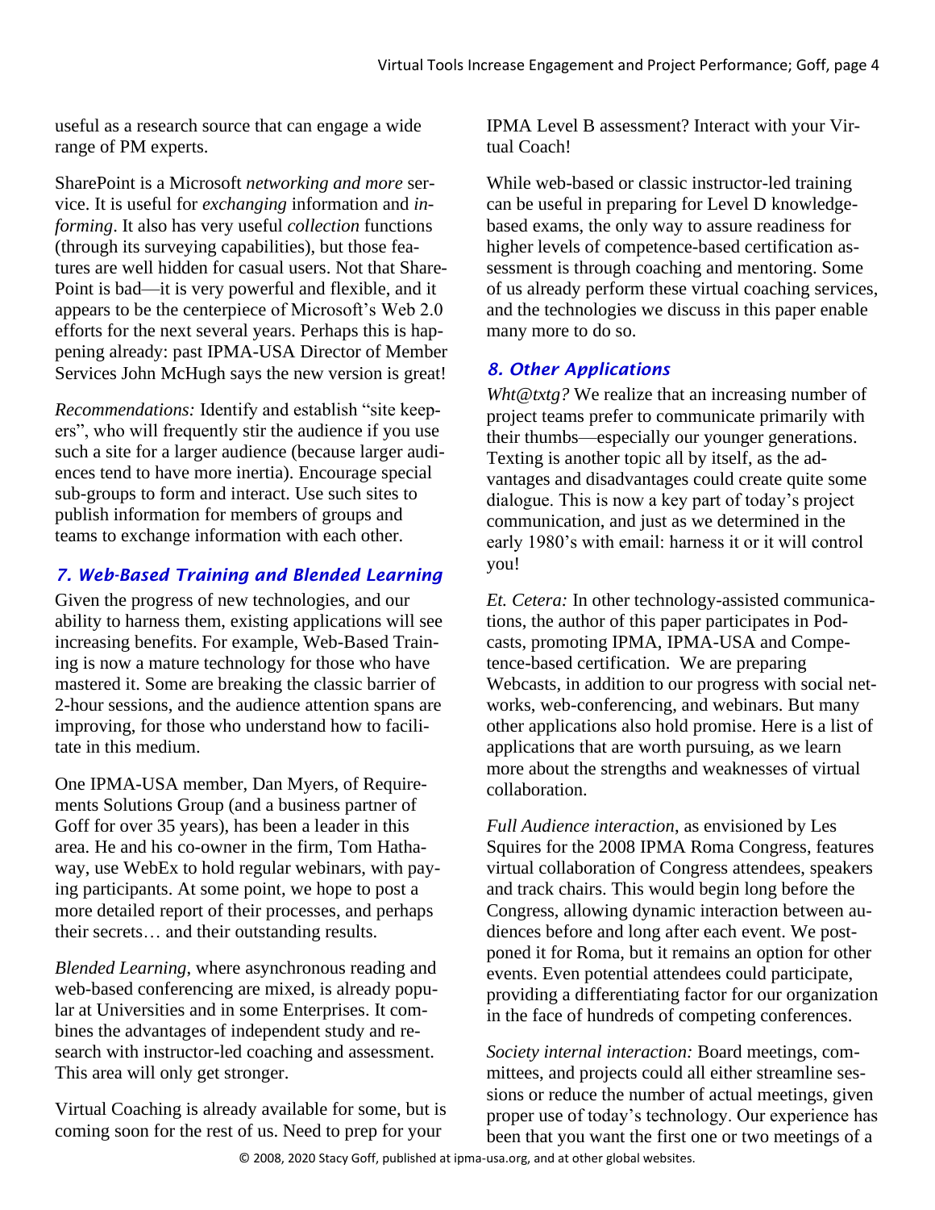useful as a research source that can engage a wide range of PM experts.

SharePoint is a Microsoft *networking and more* service. It is useful for *exchanging* information and *informing*. It also has very useful *collection* functions (through its surveying capabilities), but those features are well hidden for casual users. Not that SharePoint is bad—it is very powerful and flexible, and it appears to be the centerpiece of Microsoft's Web 2.0 efforts for the next several years. Perhaps this is happening already: past IPMA-USA Director of Member Services John McHugh says the new version is great!

*Recommendations:* Identify and establish "site keepers", who will frequently stir the audience if you use such a site for a larger audience (because larger audiences tend to have more inertia). Encourage special sub-groups to form and interact. Use such sites to publish information for members of groups and teams to exchange information with each other.

## *7. Web-Based Training and Blended Learning*

Given the progress of new technologies, and our ability to harness them, existing applications will see increasing benefits. For example, Web-Based Training is now a mature technology for those who have mastered it. Some are breaking the classic barrier of 2-hour sessions, and the audience attention spans are improving, for those who understand how to facilitate in this medium.

One IPMA-USA member, Dan Myers, of Requirements Solutions Group (and a business partner of Goff for over 35 years), has been a leader in this area. He and his co-owner in the firm, Tom Hathaway, use WebEx to hold regular webinars, with paying participants. At some point, we hope to post a more detailed report of their processes, and perhaps their secrets… and their outstanding results.

*Blended Learning*, where asynchronous reading and web-based conferencing are mixed, is already popular at Universities and in some Enterprises. It combines the advantages of independent study and research with instructor-led coaching and assessment. This area will only get stronger.

Virtual Coaching is already available for some, but is coming soon for the rest of us. Need to prep for your IPMA Level B assessment? Interact with your Virtual Coach!

While web-based or classic instructor-led training can be useful in preparing for Level D knowledge-based exams, the only way to assure readiness for higher levels of competence-based certification assessment is through coaching and mentoring. Some of us already perform these virtual coaching services, and the technologies we discuss in this paper enable many more to do so.

## *8. Other Applications*

*Wht@txtg?* We realize that an increasing number of project teams prefer to communicate primarily with their thumbs—especially our younger generations. Texting is another topic all by itself, as the advantages and disadvantages could create quite some dialogue. This is now a key part of today's project communication, and just as we determined in the early 1980's with email: harness it or it will control you!

*Et. Cetera:* In other technology-assisted communications, the author of this paper participates in Podcasts, promoting IPMA, IPMA-USA and Competence-based certification. We are preparing Webcasts, in addition to our progress with social networks, web-conferencing, and webinars. But many other applications also hold promise. Here is a list of applications that are worth pursuing, as we learn more about the strengths and weaknesses of virtual collaboration.

*Full Audience interaction*, as envisioned by Les Squires for the 2008 IPMA Roma Congress, features virtual collaboration of Congress attendees, speakers and track chairs. This would begin long before the Congress, allowing dynamic interaction between audiences before and long after each event. We postponed it for Roma, but it remains an option for other events. Even potential attendees could participate, providing a differentiating factor for our organization in the face of hundreds of competing conferences.

*Society internal interaction:* Board meetings, committees, and projects could all either streamline sessions or reduce the number of actual meetings, given proper use of today's technology. Our experience has been that you want the first one or two meetings of a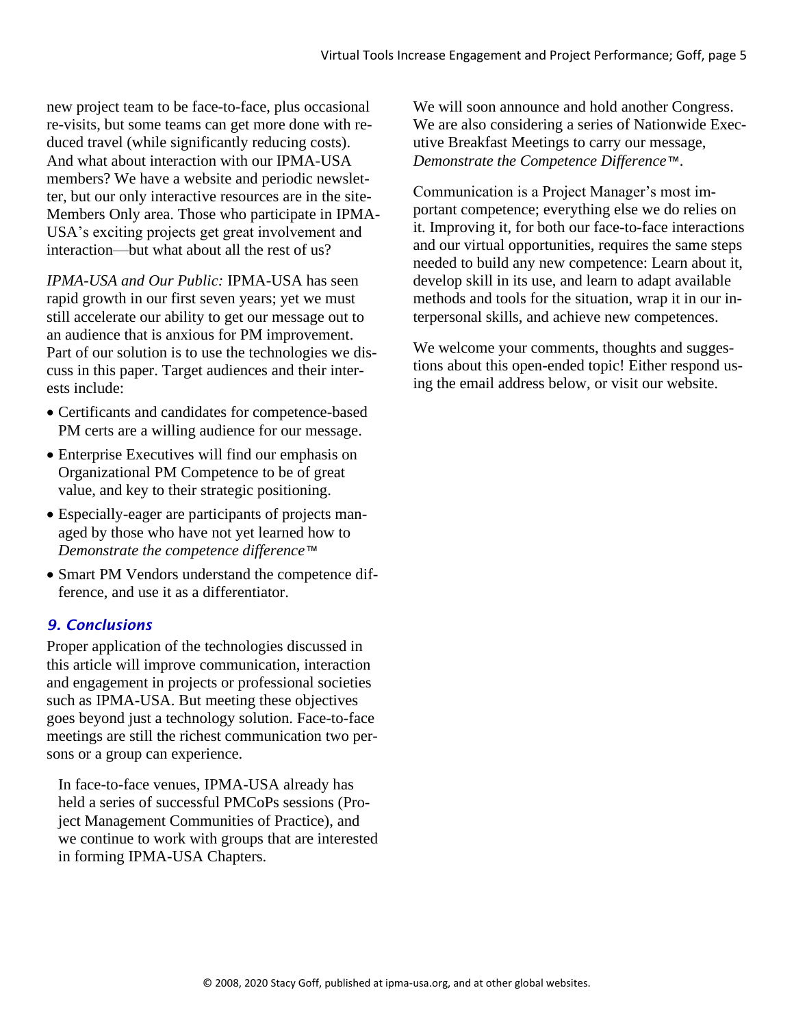new project team to be face-to-face, plus occasional re-visits, but some teams can get more done with reduced travel (while significantly reducing costs). And what about interaction with our IPMA-USA members? We have a website and periodic newsletter, but our only interactive resources are in the site-Members Only area. Those who participate in IPMA-USA's exciting projects get great involvement and interaction—but what about all the rest of us?

*IPMA-USA and Our Public:* IPMA-USA has seen rapid growth in our first seven years; yet we must still accelerate our ability to get our message out to an audience that is anxious for PM improvement. Part of our solution is to use the technologies we discuss in this paper. Target audiences and their interests include:

- Certificants and candidates for competence-based PM certs are a willing audience for our message.
- Enterprise Executives will find our emphasis on Organizational PM Competence to be of great value, and key to their strategic positioning.
- Especially-eager are participants of projects managed by those who have not yet learned how to *Demonstrate the competence difference™*
- Smart PM Vendors understand the competence difference, and use it as a differentiator.

## *9. Conclusions*

Proper application of the technologies discussed in this article will improve communication, interaction and engagement in projects or professional societies such as IPMA-USA. But meeting these objectives goes beyond just a technology solution. Face-to-face meetings are still the richest communication two persons or a group can experience.

In face-to-face venues, IPMA-USA already has held a series of successful PMCoPs sessions (Project Management Communities of Practice), and we continue to work with groups that are interested in forming IPMA-USA Chapters.

We will soon announce and hold another Congress. We are also considering a series of Nationwide Executive Breakfast Meetings to carry our message, *Demonstrate the Competence Difference™*.

Communication is a Project Manager's most important competence; everything else we do relies on it. Improving it, for both our face-to-face interactions and our virtual opportunities, requires the same steps needed to build any new competence: Learn about it, develop skill in its use, and learn to adapt available methods and tools for the situation, wrap it in our interpersonal skills, and achieve new competences.

We welcome your comments, thoughts and suggestions about this open-ended topic! Either respond using the email address below, or visit our website.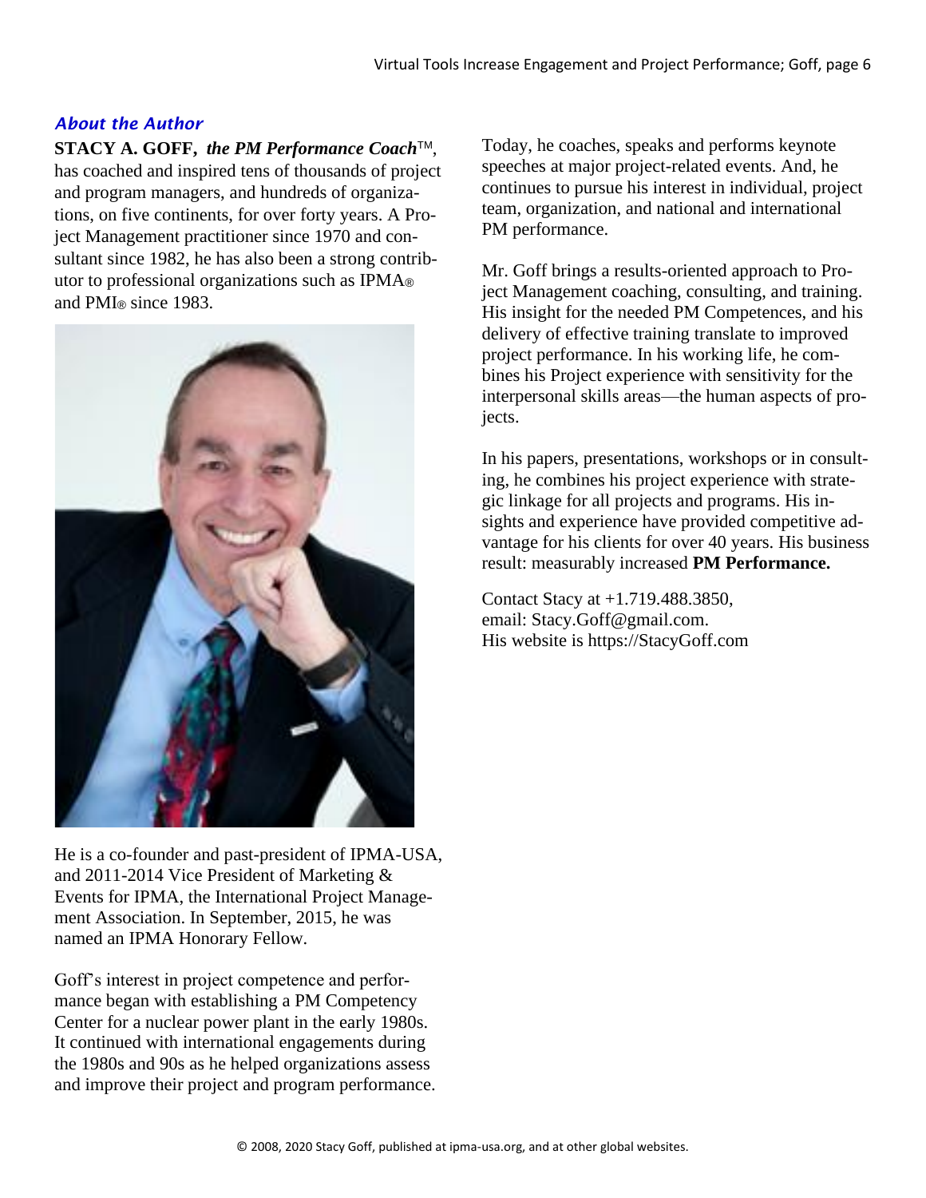### *About the Author*

**STACY A. GOFF, *the PM Performance Coach*™**, has coached and inspired tens of thousands of project and program managers, and hundreds of organizations, on five continents, for over forty years. A Project Management practitioner since 1970 and consultant since 1982, he has also been a strong contributor to professional organizations such as IPMA® and PMI® since 1983.

He is a co-founder and past-president of IPMA-USA, and 2011-2014 Vice President of Marketing & Events for IPMA, the International Project Management Association. In September, 2015, he was named an IPMA Honorary Fellow.

Goff's interest in project competence and performance began with establishing a PM Competency Center for a nuclear power plant in the early 1980s. It continued with international engagements during the 1980s and 90s as he helped organizations assess and improve their project and program performance.

Today, he coaches, speaks and performs keynote speeches at major project-related events. And, he continues to pursue his interest in individual, project team, organization, and national and international PM performance.

Mr. Goff brings a results-oriented approach to Project Management coaching, consulting, and training. His insight for the needed PM Competences, and his delivery of effective training translate to improved project performance. In his working life, he combines his Project experience with sensitivity for the interpersonal skills areas—the human aspects of projects.

In his papers, presentations, workshops or in consulting, he combines his project experience with strategic linkage for all projects and programs. His insights and experience have provided competitive advantage for his clients for over 40 years. His business result: measurably increased **PM Performance.**

Contact Stacy at +1.719.488.3850,
email: Stacy.Goff@gmail.com.
His website is https://StacyGoff.com

© 2008, 2020 Stacy Goff, published at ipma-usa.org, and at other global websites.